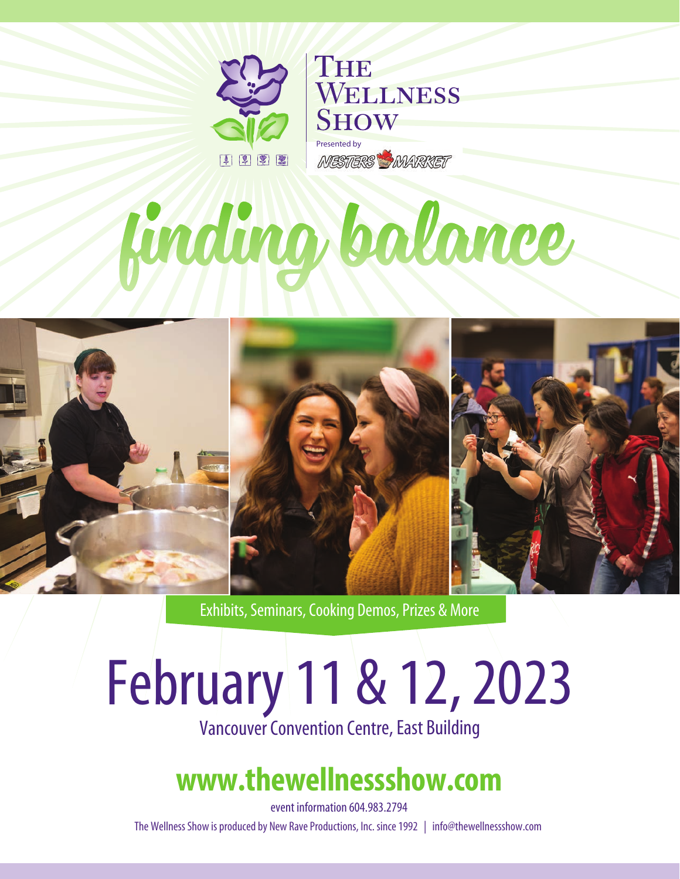# The Wellness Show

Presented by Nesters Market

# finding balance

Exhibits, Seminars, Cooking Demos, Prizes & More

## February 11 & 12, 2023

Vancouver Convention Centre, East Building

## www.thewellnessshow.com

event information 604.983.2794

The Wellness Show is produced by New Rave Productions, Inc. since 1992 | info@thewellnessshow.com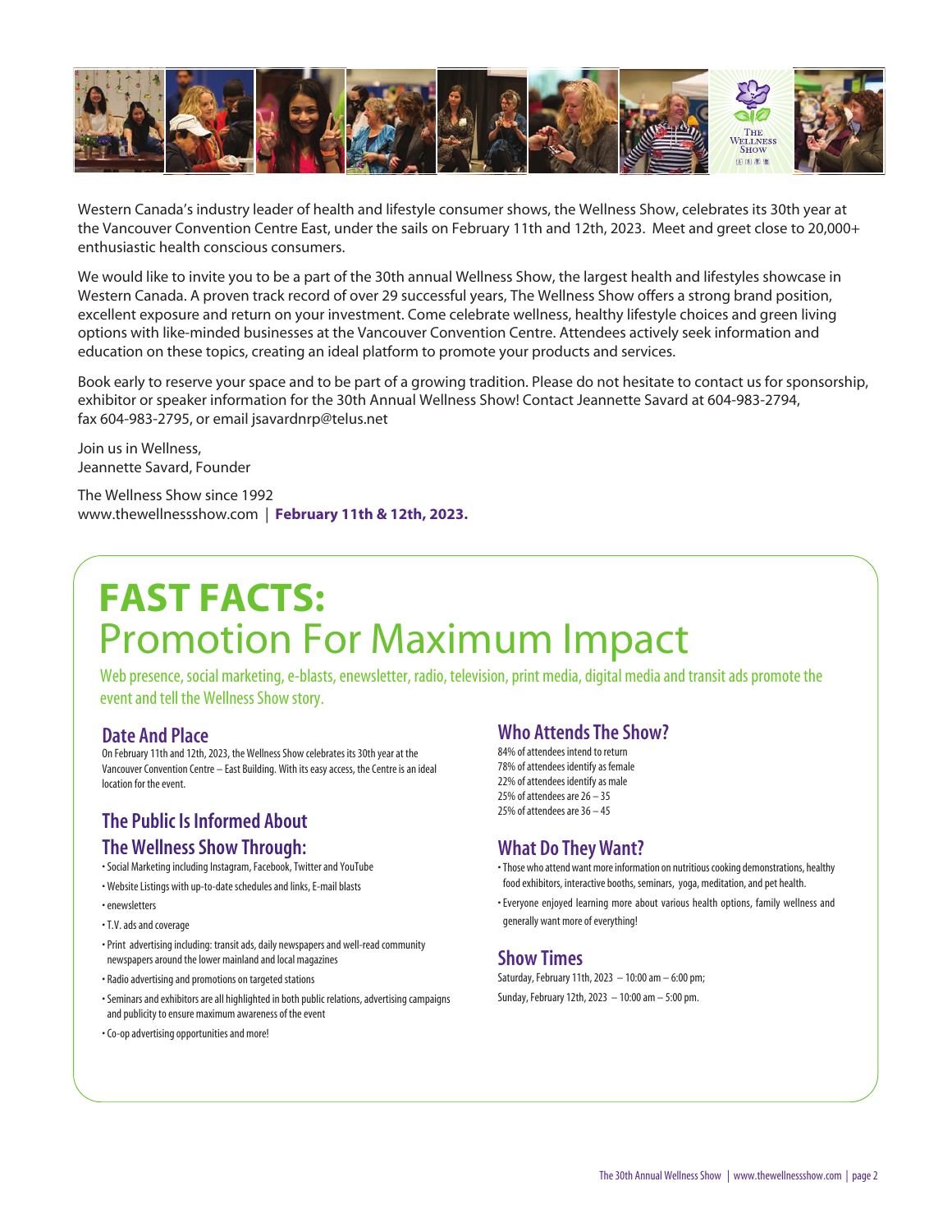Western Canada's industry leader of health and lifestyle consumer shows, the Wellness Show, celebrates its 30th year at the Vancouver Convention Centre East, under the sails on February 11th and 12th, 2023. Meet and greet close to 20,000+ enthusiastic health conscious consumers.

We would like to invite you to be a part of the 30th annual Wellness Show, the largest health and lifestyles showcase in Western Canada. A proven track record of over 29 successful years, The Wellness Show offers a strong brand position, excellent exposure and return on your investment. Come celebrate wellness, healthy lifestyle choices and green living options with like-minded businesses at the Vancouver Convention Centre. Attendees actively seek information and education on these topics, creating an ideal platform to promote your products and services.

Book early to reserve your space and to be part of a growing tradition. Please do not hesitate to contact us for sponsorship, exhibitor or speaker information for the 30th Annual Wellness Show! Contact Jeannette Savard at 604-983-2794, fax 604-983-2795, or email jsavardnrp@telus.net

Join us in Wellness,
Jeannette Savard, Founder

The Wellness Show since 1992
www.thewellnessshow.com | **February 11th & 12th, 2023.**

# FAST FACTS:
# Promotion For Maximum Impact

Web presence, social marketing, e-blasts, enewsletter, radio, television, print media, digital media and transit ads promote the event and tell the Wellness Show story.

## Date And Place

On February 11th and 12th, 2023, the Wellness Show celebrates its 30th year at the Vancouver Convention Centre – East Building. With its easy access, the Centre is an ideal location for the event.

## The Public Is Informed About The Wellness Show Through:

- Social Marketing including Instagram, Facebook, Twitter and YouTube
- Website Listings with up-to-date schedules and links, E-mail blasts
- enewsletters
- T.V. ads and coverage
- Print advertising including: transit ads, daily newspapers and well-read community newspapers around the lower mainland and local magazines
- Radio advertising and promotions on targeted stations
- Seminars and exhibitors are all highlighted in both public relations, advertising campaigns and publicity to ensure maximum awareness of the event
- Co-op advertising opportunities and more!

## Who Attends The Show?

84% of attendees intend to return
78% of attendees identify as female
22% of attendees identify as male
25% of attendees are 26 – 35
25% of attendees are 36 – 45

## What Do They Want?

- Those who attend want more information on nutritious cooking demonstrations, healthy food exhibitors, interactive booths, seminars, yoga, meditation, and pet health.
- Everyone enjoyed learning more about various health options, family wellness and generally want more of everything!

## Show Times

Saturday, February 11th, 2023 – 10:00 am – 6:00 pm;
Sunday, February 12th, 2023 – 10:00 am – 5:00 pm.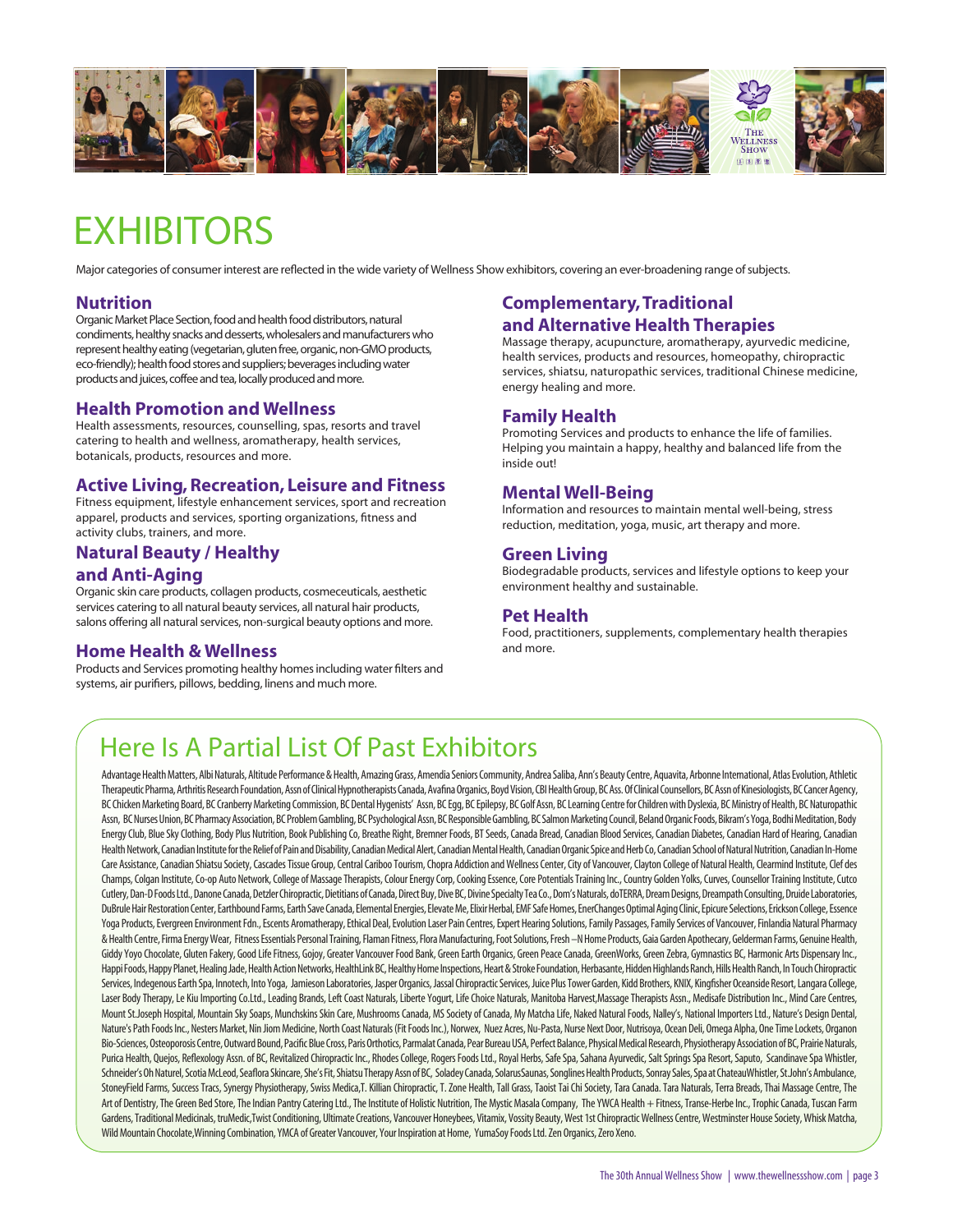# EXHIBITORS

Major categories of consumer interest are reflected in the wide variety of Wellness Show exhibitors, covering an ever-broadening range of subjects.

### Nutrition

Organic Market Place Section, food and health food distributors, natural condiments, healthy snacks and desserts, wholesalers and manufacturers who represent healthy eating (vegetarian, gluten free, organic, non-GMO products, eco-friendly); health food stores and suppliers; beverages including water products and juices, coffee and tea, locally produced and more.

### Health Promotion and Wellness

Health assessments, resources, counselling, spas, resorts and travel catering to health and wellness, aromatherapy, health services, botanicals, products, resources and more.

### Active Living, Recreation, Leisure and Fitness

Fitness equipment, lifestyle enhancement services, sport and recreation apparel, products and services, sporting organizations, fitness and activity clubs, trainers, and more.

### Natural Beauty / Healthy and Anti-Aging

Organic skin care products, collagen products, cosmeceuticals, aesthetic services catering to all natural beauty services, all natural hair products, salons offering all natural services, non-surgical beauty options and more.

### Home Health & Wellness

Products and Services promoting healthy homes including water filters and systems, air purifiers, pillows, bedding, linens and much more.

### Complementary, Traditional and Alternative Health Therapies

Massage therapy, acupuncture, aromatherapy, ayurvedic medicine, health services, products and resources, homeopathy, chiropractic services, shiatsu, naturopathic services, traditional Chinese medicine, energy healing and more.

### Family Health

Promoting Services and products to enhance the life of families. Helping you maintain a happy, healthy and balanced life from the inside out!

### Mental Well-Being

Information and resources to maintain mental well-being, stress reduction, meditation, yoga, music, art therapy and more.

### Green Living

Biodegradable products, services and lifestyle options to keep your environment healthy and sustainable.

### Pet Health

Food, practitioners, supplements, complementary health therapies and more.

## Here Is A Partial List Of Past Exhibitors

Advantage Health Matters, Albi Naturals, Altitude Performance & Health, Amazing Grass, Amendia Seniors Community, Andrea Saliba, Ann's Beauty Centre, Aquavita, Arbonne International, Atlas Evolution, Athletic Therapeutic Pharma, Arthritis Research Foundation, Assn of Clinical Hypnotherapists Canada, Avafina Organics, Boyd Vision, CBI Health Group, BC Ass. Of Clinical Counsellors, BC Assn of Kinesiologists, BC Cancer Agency, BC Chicken Marketing Board, BC Cranberry Marketing Commission, BC Dental Hygenists' Assn, BC Egg, BC Epilepsy, BC Golf Assn, BC Learning Centre for Children with Dyslexia, BC Ministry of Health, BC Naturopathic Assn, BC Nurses Union, BC Pharmacy Association, BC Problem Gambling, BC Psychological Assn, BC Responsible Gambling, BC Salmon Marketing Council, Beland Organic Foods, Bikram's Yoga, Bodhi Meditation, Body Energy Club, Blue Sky Clothing, Body Plus Nutrition, Book Publishing Co, Breathe Right, Bremner Foods, BT Seeds, Canada Bread, Canadian Blood Services, Canadian Diabetes, Canadian Hard of Hearing, Canadian Health Network, Canadian Institute for the Relief of Pain and Disability, Canadian Medical Alert, Canadian Mental Health, Canadian Organic Spice and Herb Co, Canadian School of Natural Nutrition, Canadian In-Home Care Assistance, Canadian Shiatsu Society, Cascades Tissue Group, Central Cariboo Tourism, Chopra Addiction and Wellness Center, City of Vancouver, Clayton College of Natural Health, Clearmind Institute, Clef des Champs, Colgan Institute, Co-op Auto Network, College of Massage Therapists, Colour Energy Corp, Cooking Essence, Core Potentials Training Inc., Country Golden Yolks, Curves, Counsellor Training Institute, Cutco Cutlery, Dan-D Foods Ltd., Danone Canada, Detzler Chiropractic, Dietitians of Canada, Direct Buy, Dive BC, Divine Specialty Tea Co., Dom's Naturals, doTERRA, Dream Designs, Dreampath Consulting, Druide Laboratories, DuBrule Hair Restoration Center, Earthbound Farms, Earth Save Canada, Elemental Energies, Elevate Me, Elixir Herbal, EMF Safe Homes, EnerChanges Optimal Aging Clinic, Epicure Selections, Erickson College, Essence Yoga Products, Evergreen Environment Fdn., Escents Aromatherapy, Ethical Deal, Evolution Laser Pain Centres, Expert Hearing Solutions, Family Passages, Family Services of Vancouver, Finlandia Natural Pharmacy & Health Centre, Firma Energy Wear, Fitness Essentials Personal Training, Flaman Fitness, Flora Manufacturing, Foot Solutions, Fresh –N Home Products, Gaia Garden Apothecary, Gelderman Farms, Genuine Health, Giddy Yoyo Chocolate, Gluten Fakery, Good Life Fitness, Gojoy, Greater Vancouver Food Bank, Green Earth Organics, Green Peace Canada, GreenWorks, Green Zebra, Gymnastics BC, Harmonic Arts Dispensary Inc., Happi Foods, Happy Planet, Healing Jade, Health Action Networks, HealthLink BC, Healthy Home Inspections, Heart & Stroke Foundation, Herbasante, Hidden Highlands Ranch, Hills Health Ranch, In Touch Chiropractic Services, Indegenous Earth Spa, Innotech, Into Yoga, Jamieson Laboratories, Jasper Organics, Jassal Chiropractic Services, Juice Plus Tower Garden, Kidd Brothers, KNIX, Kingfisher Oceanside Resort, Langara College, Laser Body Therapy, Le Kiu Importing Co.Ltd., Leading Brands, Left Coast Naturals, Liberte Yogurt, Life Choice Naturals, Manitoba Harvest,Massage Therapists Assn., Medisafe Distribution Inc., Mind Care Centres, Mount St.Joseph Hospital, Mountain Sky Soaps, Munchskins Skin Care, Mushrooms Canada, MS Society of Canada, My Matcha Life, Naked Natural Foods, Nalley's, National Importers Ltd., Nature's Design Dental, Nature's Path Foods Inc., Nesters Market, Nin Jiom Medicine, North Coast Naturals (Fit Foods Inc.), Norwex, Nuez Acres, Nu-Pasta, Nurse Next Door, Nutrisoya, Ocean Deli, Omega Alpha, One Time Lockets, Organon Bio-Sciences, Osteoporosis Centre, Outward Bound, Pacific Blue Cross, Paris Orthotics, Parmalat Canada, Pear Bureau USA, Perfect Balance, Physical Medical Research, Physiotherapy Association of BC, Prairie Naturals, Purica Health, Quejos, Reflexology Assn. of BC, Revitalized Chiropractic Inc., Rhodes College, Rogers Foods Ltd., Royal Herbs, Safe Spa, Sahana Ayurvedic, Salt Springs Spa Resort, Saputo, Scandinave Spa Whistler, Schneider's Oh Naturel, Scotia McLeod, Seaflora Skincare, She's Fit, Shiatsu Therapy Assn of BC, Soladey Canada, SolarusSaunas, Songlines Health Products, Sonray Sales, Spa at ChateauWhistler, St.John's Ambulance, StoneyField Farms, Success Tracs, Synergy Physiotherapy, Swiss Medica,T. Killian Chiropractic, T. Zone Health, Tall Grass, Taoist Tai Chi Society, Tara Canada. Tara Naturals, Terra Breads, Thai Massage Centre, The Art of Dentistry, The Green Bed Store, The Indian Pantry Catering Ltd., The Institute of Holistic Nutrition, The Mystic Masala Company, The YWCA Health + Fitness, Transe-Herbe Inc., Trophic Canada, Tuscan Farm Gardens, Traditional Medicinals, truMedic,Twist Conditioning, Ultimate Creations, Vancouver Honeybees, Vitamix, Vossity Beauty, West 1st Chiropractic Wellness Centre, Westminster House Society, Whisk Matcha, Wild Mountain Chocolate,Winning Combination, YMCA of Greater Vancouver, Your Inspiration at Home, YumaSoy Foods Ltd. Zen Organics, Zero Xeno.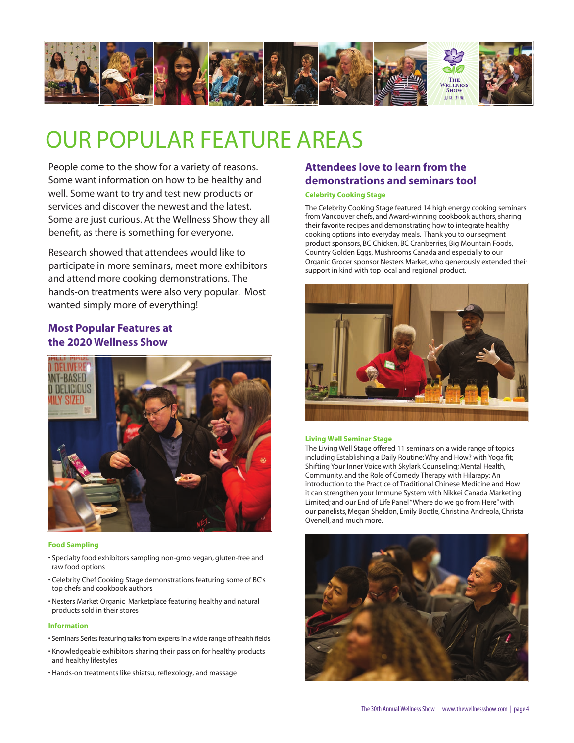# OUR POPULAR FEATURE AREAS

People come to the show for a variety of reasons. Some want information on how to be healthy and well. Some want to try and test new products or services and discover the newest and the latest. Some are just curious. At the Wellness Show they all benefit, as there is something for everyone.

Research showed that attendees would like to participate in more seminars, meet more exhibitors and attend more cooking demonstrations. The hands-on treatments were also very popular. Most wanted simply more of everything!

## Most Popular Features at the 2020 Wellness Show

### Food Sampling

- Specialty food exhibitors sampling non-gmo, vegan, gluten-free and raw food options
- Celebrity Chef Cooking Stage demonstrations featuring some of BC's top chefs and cookbook authors
- Nesters Market Organic Marketplace featuring healthy and natural products sold in their stores

### Information

- Seminars Series featuring talks from experts in a wide range of health fields
- Knowledgeable exhibitors sharing their passion for healthy products and healthy lifestyles
- Hands-on treatments like shiatsu, reflexology, and massage

## Attendees love to learn from the demonstrations and seminars too!

### Celebrity Cooking Stage

The Celebrity Cooking Stage featured 14 high energy cooking seminars from Vancouver chefs, and Award-winning cookbook authors, sharing their favorite recipes and demonstrating how to integrate healthy cooking options into everyday meals. Thank you to our segment product sponsors, BC Chicken, BC Cranberries, Big Mountain Foods, Country Golden Eggs, Mushrooms Canada and especially to our Organic Grocer sponsor Nesters Market, who generously extended their support in kind with top local and regional product.

### Living Well Seminar Stage

The Living Well Stage offered 11 seminars on a wide range of topics including Establishing a Daily Routine: Why and How? with Yoga fit; Shifting Your Inner Voice with Skylark Counseling; Mental Health, Community, and the Role of Comedy Therapy with Hilarapy; An introduction to the Practice of Traditional Chinese Medicine and How it can strengthen your Immune System with Nikkei Canada Marketing Limited; and our End of Life Panel "Where do we go from Here" with our panelists, Megan Sheldon, Emily Bootle, Christina Andreola, Christa Ovenell, and much more.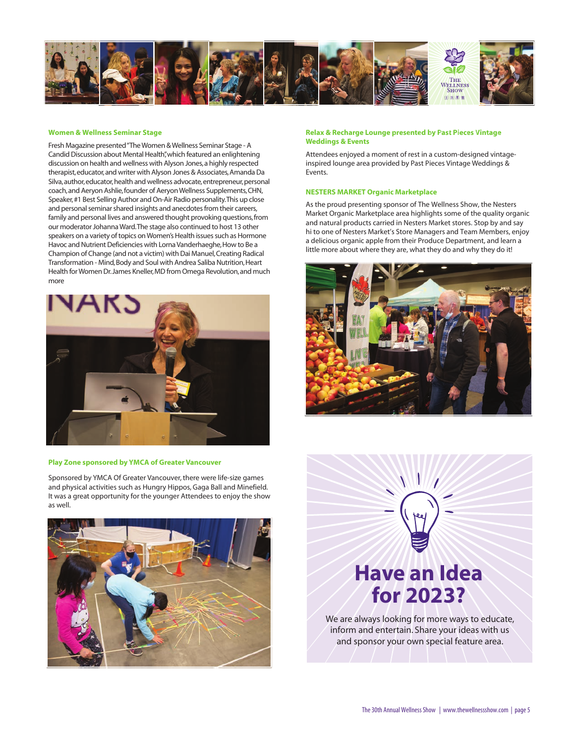### Women & Wellness Seminar Stage

Fresh Magazine presented "The Women & Wellness Seminar Stage - A Candid Discussion about Mental Health", which featured an enlightening discussion on health and wellness with Alyson Jones, a highly respected therapist, educator, author and writer with Alyson Jones & Associates, Amanda Da Silva, author, educator, health and wellness advocate, entrepreneur, personal coach, and Aeryon Ashlie, founder of Aeryon Wellness Supplements, CHN, Speaker, #1 Best Selling Author and On-Air Radio personality. This up close and personal seminar shared insights and anecdotes from their careers, family and personal lives and answered thought provoking questions, from our moderator Johanna Ward. The stage also continued to host 13 other speakers on a variety of topics on Women's Health issues such as Hormone Havoc and Nutrient Deficiencies with Lorna Vanderhaeghe, How to Be a Champion of Change (and not a victim) with Dai Manuel, Creating Radical Transformation - Mind, Body and Soul with Andrea Saliba Nutrition, Heart Health for Women Dr. James Kneller, MD from Omega Revolution, and much more

### Play Zone sponsored by YMCA of Greater Vancouver

Sponsored by YMCA Of Greater Vancouver, there were life-size games and physical activities such as Hungry Hippos, Gaga Ball and Minefield. It was a great opportunity for the younger Attendees to enjoy the show as well.

### Relax & Recharge Lounge presented by Past Pieces Vintage Weddings & Events

Attendees enjoyed a moment of rest in a custom-designed vintage-inspired lounge area provided by Past Pieces Vintage Weddings & Events.

### NESTERS MARKET Organic Marketplace

As the proud presenting sponsor of The Wellness Show, the Nesters Market Organic Marketplace area highlights some of the quality organic and natural products carried in Nesters Market stores. Stop by and say hi to one of Nesters Market's Store Managers and Team Members, enjoy a delicious organic apple from their Produce Department, and learn a little more about where they are, what they do and why they do it!

## Have an Idea for 2023?

We are always looking for more ways to educate, inform and entertain. Share your ideas with us and sponsor your own special feature area.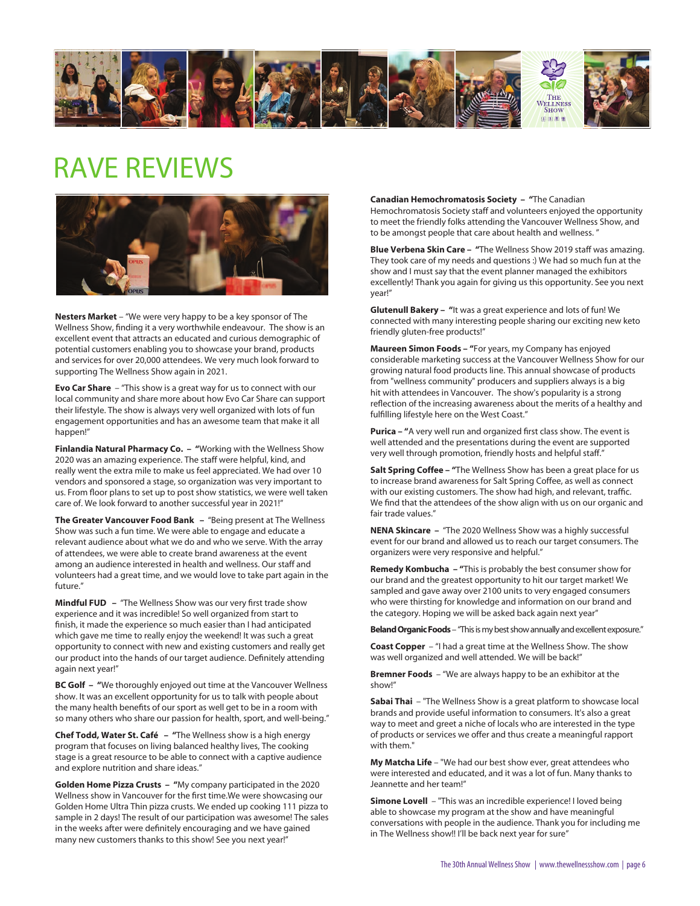# RAVE REVIEWS

**Nesters Market** – "We were very happy to be a key sponsor of The Wellness Show, finding it a very worthwhile endeavour. The show is an excellent event that attracts an educated and curious demographic of potential customers enabling you to showcase your brand, products and services for over 20,000 attendees. We very much look forward to supporting The Wellness Show again in 2021.

**Evo Car Share** – "This show is a great way for us to connect with our local community and share more about how Evo Car Share can support their lifestyle. The show is always very well organized with lots of fun engagement opportunities and has an awesome team that make it all happen!"

**Finlandia Natural Pharmacy Co.** – "Working with the Wellness Show 2020 was an amazing experience. The staff were helpful, kind, and really went the extra mile to make us feel appreciated. We had over 10 vendors and sponsored a stage, so organization was very important to us. From floor plans to set up to post show statistics, we were well taken care of. We look forward to another successful year in 2021!"

**The Greater Vancouver Food Bank** – "Being present at The Wellness Show was such a fun time. We were able to engage and educate a relevant audience about what we do and who we serve. With the array of attendees, we were able to create brand awareness at the event among an audience interested in health and wellness. Our staff and volunteers had a great time, and we would love to take part again in the future."

**Mindful FUD** – "The Wellness Show was our very first trade show experience and it was incredible! So well organized from start to finish, it made the experience so much easier than I had anticipated which gave me time to really enjoy the weekend! It was such a great opportunity to connect with new and existing customers and really get our product into the hands of our target audience. Definitely attending again next year!"

**BC Golf** – "We thoroughly enjoyed out time at the Vancouver Wellness show. It was an excellent opportunity for us to talk with people about the many health benefits of our sport as well get to be in a room with so many others who share our passion for health, sport, and well-being."

**Chef Todd, Water St. Café** – "The Wellness show is a high energy program that focuses on living balanced healthy lives, The cooking stage is a great resource to be able to connect with a captive audience and explore nutrition and share ideas."

**Golden Home Pizza Crusts** – "My company participated in the 2020 Wellness show in Vancouver for the first time.We were showcasing our Golden Home Ultra Thin pizza crusts. We ended up cooking 111 pizza to sample in 2 days! The result of our participation was awesome! The sales in the weeks after were definitely encouraging and we have gained many new customers thanks to this show! See you next year!"

**Canadian Hemochromatosis Society** – "The Canadian Hemochromatosis Society staff and volunteers enjoyed the opportunity to meet the friendly folks attending the Vancouver Wellness Show, and to be amongst people that care about health and wellness. "

**Blue Verbena Skin Care** – "The Wellness Show 2019 staff was amazing. They took care of my needs and questions :) We had so much fun at the show and I must say that the event planner managed the exhibitors excellently! Thank you again for giving us this opportunity. See you next year!"

**Glutenull Bakery** – "It was a great experience and lots of fun! We connected with many interesting people sharing our exciting new keto friendly gluten-free products!"

**Maureen Simon Foods** – "For years, my Company has enjoyed considerable marketing success at the Vancouver Wellness Show for our growing natural food products line. This annual showcase of products from "wellness community" producers and suppliers always is a big hit with attendees in Vancouver. The show's popularity is a strong reflection of the increasing awareness about the merits of a healthy and fulfilling lifestyle here on the West Coast."

**Purica** – "A very well run and organized first class show. The event is well attended and the presentations during the event are supported very well through promotion, friendly hosts and helpful staff."

**Salt Spring Coffee** – "The Wellness Show has been a great place for us to increase brand awareness for Salt Spring Coffee, as well as connect with our existing customers. The show had high, and relevant, traffic. We find that the attendees of the show align with us on our organic and fair trade values."

**NENA Skincare** – "The 2020 Wellness Show was a highly successful event for our brand and allowed us to reach our target consumers. The organizers were very responsive and helpful."

**Remedy Kombucha** – "This is probably the best consumer show for our brand and the greatest opportunity to hit our target market! We sampled and gave away over 2100 units to very engaged consumers who were thirsting for knowledge and information on our brand and the category. Hoping we will be asked back again next year"

**Beland Organic Foods** – "This is my best show annually and excellent exposure."

**Coast Copper** – "I had a great time at the Wellness Show. The show was well organized and well attended. We will be back!"

**Bremner Foods** – "We are always happy to be an exhibitor at the show!"

**Sabai Thai** – "The Wellness Show is a great platform to showcase local brands and provide useful information to consumers. It's also a great way to meet and greet a niche of locals who are interested in the type of products or services we offer and thus create a meaningful rapport with them."

**My Matcha Life** – "We had our best show ever, great attendees who were interested and educated, and it was a lot of fun. Many thanks to Jeannette and her team!"

**Simone Lovell** – "This was an incredible experience! I loved being able to showcase my program at the show and have meaningful conversations with people in the audience. Thank you for including me in The Wellness show!! I'll be back next year for sure"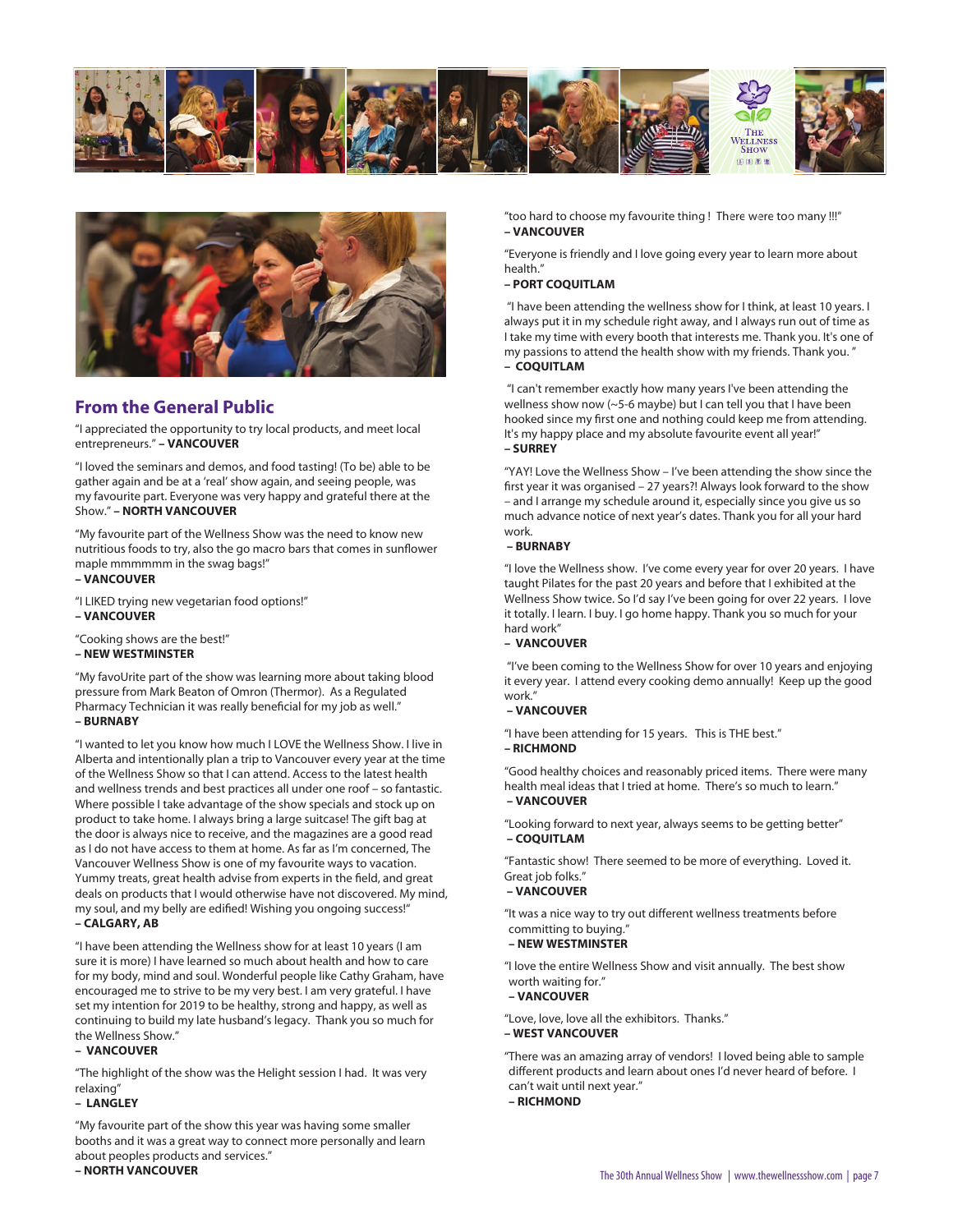## From the General Public

"I appreciated the opportunity to try local products, and meet local entrepreneurs." **– VANCOUVER**

"I loved the seminars and demos, and food tasting! (To be) able to be gather again and be at a 'real' show again, and seeing people, was my favourite part. Everyone was very happy and grateful there at the Show." **– NORTH VANCOUVER**

"My favourite part of the Wellness Show was the need to know new nutritious foods to try, also the go macro bars that comes in sunflower maple mmmmmm in the swag bags!"
**– VANCOUVER**

"I LIKED trying new vegetarian food options!"
**– VANCOUVER**

"Cooking shows are the best!"
**– NEW WESTMINSTER**

"My favoUrite part of the show was learning more about taking blood pressure from Mark Beaton of Omron (Thermor). As a Regulated Pharmacy Technician it was really beneficial for my job as well."
**– BURNABY**

"I wanted to let you know how much I LOVE the Wellness Show. I live in Alberta and intentionally plan a trip to Vancouver every year at the time of the Wellness Show so that I can attend. Access to the latest health and wellness trends and best practices all under one roof – so fantastic. Where possible I take advantage of the show specials and stock up on product to take home. I always bring a large suitcase! The gift bag at the door is always nice to receive, and the magazines are a good read as I do not have access to them at home. As far as I'm concerned, The Vancouver Wellness Show is one of my favourite ways to vacation. Yummy treats, great health advise from experts in the field, and great deals on products that I would otherwise have not discovered. My mind, my soul, and my belly are edified! Wishing you ongoing success!"
**– CALGARY, AB**

"I have been attending the Wellness show for at least 10 years (I am sure it is more) I have learned so much about health and how to care for my body, mind and soul. Wonderful people like Cathy Graham, have encouraged me to strive to be my very best. I am very grateful. I have set my intention for 2019 to be healthy, strong and happy, as well as continuing to build my late husband's legacy. Thank you so much for the Wellness Show."
**– VANCOUVER**

"The highlight of the show was the Helight session I had. It was very relaxing"
**– LANGLEY**

"My favourite part of the show this year was having some smaller booths and it was a great way to connect more personally and learn about peoples products and services."
**– NORTH VANCOUVER**

"too hard to choose my favourite thing ! There were too many !!!"
**– VANCOUVER**

"Everyone is friendly and I love going every year to learn more about health."
**– PORT COQUITLAM**

"I have been attending the wellness show for I think, at least 10 years. I always put it in my schedule right away, and I always run out of time as I take my time with every booth that interests me. Thank you. It's one of my passions to attend the health show with my friends. Thank you. "
**– COQUITLAM**

"I can't remember exactly how many years I've been attending the wellness show now (~5-6 maybe) but I can tell you that I have been hooked since my first one and nothing could keep me from attending. It's my happy place and my absolute favourite event all year!"
**– SURREY**

"YAY! Love the Wellness Show – I've been attending the show since the first year it was organised – 27 years?! Always look forward to the show – and I arrange my schedule around it, especially since you give us so much advance notice of next year's dates. Thank you for all your hard work."
**– BURNABY**

"I love the Wellness show. I've come every year for over 20 years. I have taught Pilates for the past 20 years and before that I exhibited at the Wellness Show twice. So I'd say I've been going for over 22 years. I love it totally. I learn. I buy. I go home happy. Thank you so much for your hard work"
**– VANCOUVER**

"I've been coming to the Wellness Show for over 10 years and enjoying it every year. I attend every cooking demo annually! Keep up the good work."
**– VANCOUVER**

"I have been attending for 15 years. This is THE best."
**– RICHMOND**

"Good healthy choices and reasonably priced items. There were many health meal ideas that I tried at home. There's so much to learn."
**– VANCOUVER**

"Looking forward to next year, always seems to be getting better"
**– COQUITLAM**

"Fantastic show! There seemed to be more of everything. Loved it. Great job folks."
**– VANCOUVER**

"It was a nice way to try out different wellness treatments before committing to buying."
**– NEW WESTMINSTER**

"I love the entire Wellness Show and visit annually. The best show worth waiting for."
**– VANCOUVER**

"Love, love, love all the exhibitors. Thanks."
**– WEST VANCOUVER**

"There was an amazing array of vendors! I loved being able to sample different products and learn about ones I'd never heard of before. I can't wait until next year."
**– RICHMOND**